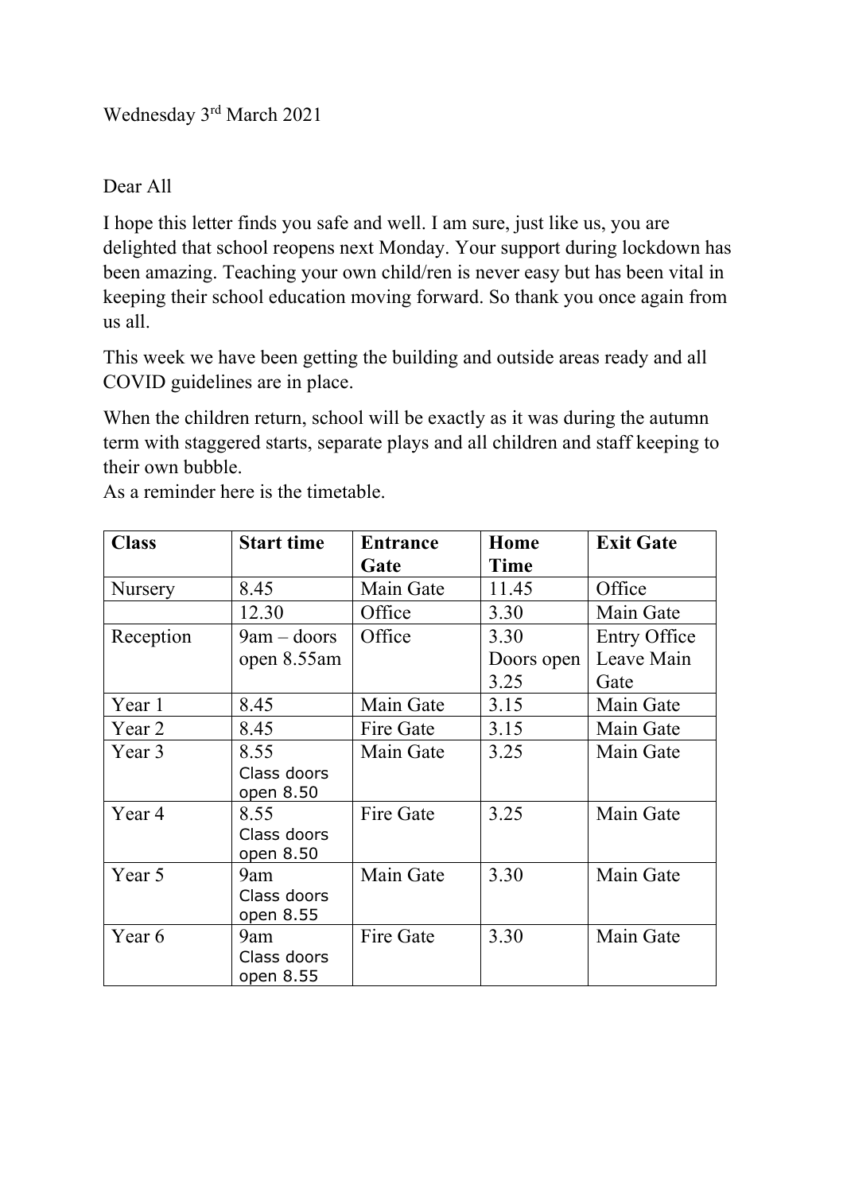Wednesday 3rd March 2021

Dear All

I hope this letter finds you safe and well. I am sure, just like us, you are delighted that school reopens next Monday. Your support during lockdown has been amazing. Teaching your own child/ren is never easy but has been vital in keeping their school education moving forward. So thank you once again from us all.

This week we have been getting the building and outside areas ready and all COVID guidelines are in place.

When the children return, school will be exactly as it was during the autumn term with staggered starts, separate plays and all children and staff keeping to their own bubble.
As a reminder here is the timetable.

| Class | Start time | Entrance Gate | Home Time | Exit Gate |
|---|---|---|---|---|
| Nursery | 8.45 | Main Gate | 11.45 | Office |
| | 12.30 | Office | 3.30 | Main Gate |
| Reception | 9am – doors open 8.55am | Office | 3.30 Doors open 3.25 | Entry Office Leave Main Gate |
| Year 1 | 8.45 | Main Gate | 3.15 | Main Gate |
| Year 2 | 8.45 | Fire Gate | 3.15 | Main Gate |
| Year 3 | 8.55 Class doors open 8.50 | Main Gate | 3.25 | Main Gate |
| Year 4 | 8.55 Class doors open 8.50 | Fire Gate | 3.25 | Main Gate |
| Year 5 | 9am Class doors open 8.55 | Main Gate | 3.30 | Main Gate |
| Year 6 | 9am Class doors open 8.55 | Fire Gate | 3.30 | Main Gate |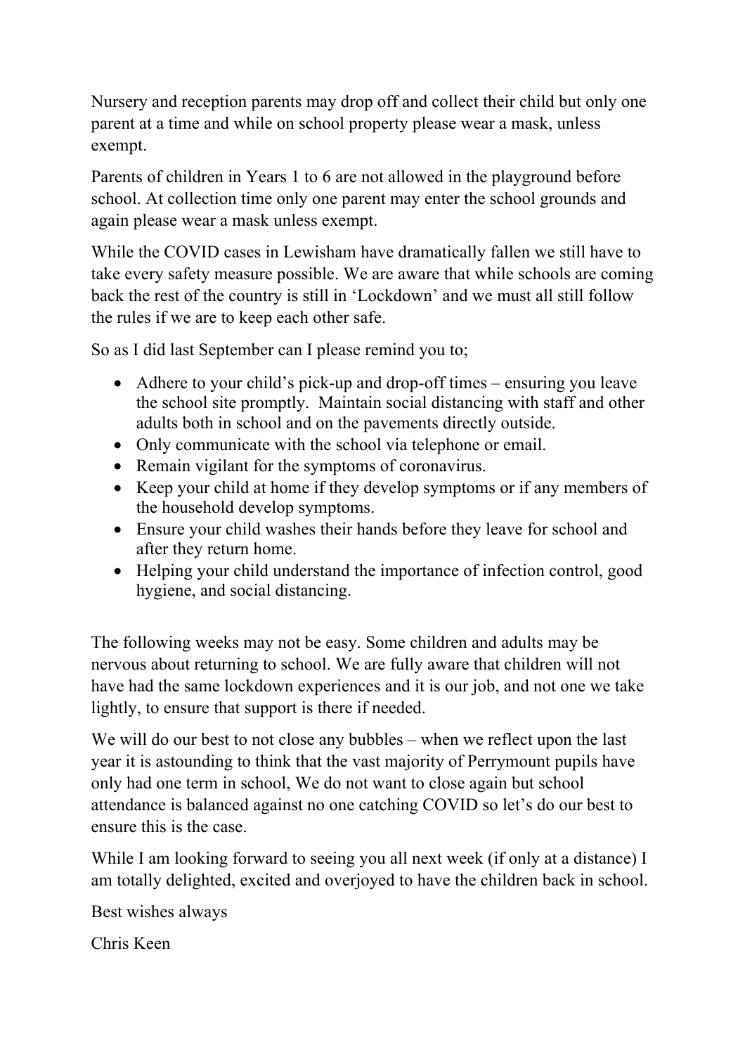Nursery and reception parents may drop off and collect their child but only one parent at a time and while on school property please wear a mask, unless exempt.

Parents of children in Years 1 to 6 are not allowed in the playground before school. At collection time only one parent may enter the school grounds and again please wear a mask unless exempt.

While the COVID cases in Lewisham have dramatically fallen we still have to take every safety measure possible. We are aware that while schools are coming back the rest of the country is still in 'Lockdown' and we must all still follow the rules if we are to keep each other safe.

So as I did last September can I please remind you to;

- Adhere to your child's pick-up and drop-off times – ensuring you leave the school site promptly. Maintain social distancing with staff and other adults both in school and on the pavements directly outside.
- Only communicate with the school via telephone or email.
- Remain vigilant for the symptoms of coronavirus.
- Keep your child at home if they develop symptoms or if any members of the household develop symptoms.
- Ensure your child washes their hands before they leave for school and after they return home.
- Helping your child understand the importance of infection control, good hygiene, and social distancing.

The following weeks may not be easy. Some children and adults may be nervous about returning to school. We are fully aware that children will not have had the same lockdown experiences and it is our job, and not one we take lightly, to ensure that support is there if needed.

We will do our best to not close any bubbles – when we reflect upon the last year it is astounding to think that the vast majority of Perrymount pupils have only had one term in school, We do not want to close again but school attendance is balanced against no one catching COVID so let's do our best to ensure this is the case.

While I am looking forward to seeing you all next week (if only at a distance) I am totally delighted, excited and overjoyed to have the children back in school.

Best wishes always

Chris Keen